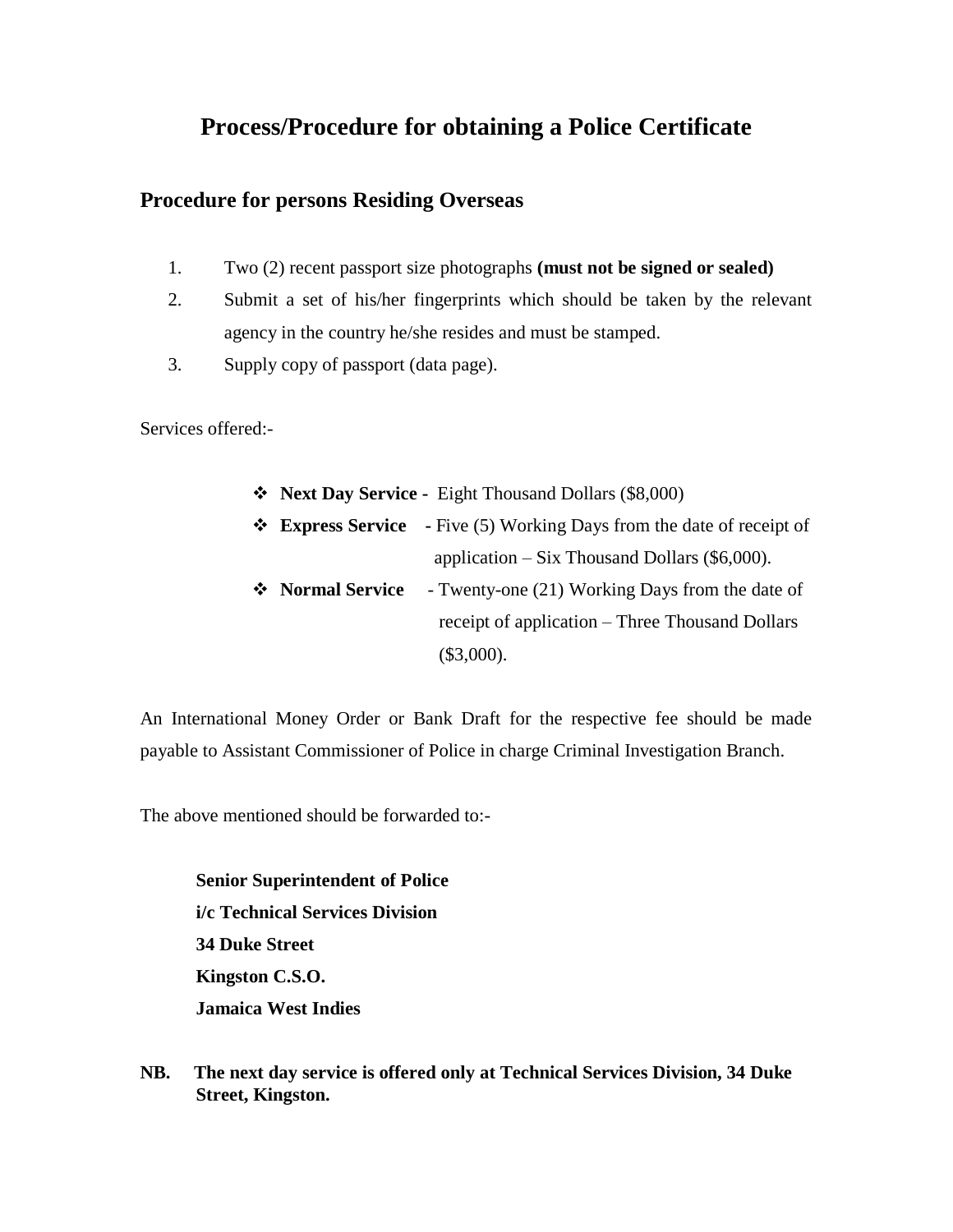# Process/Procedure for obtaining a Police Certificate

## Procedure for persons Residing Overseas

1. Two (2) recent passport size photographs **(must not be signed or sealed)**
2. Submit a set of his/her fingerprints which should be taken by the relevant agency in the country he/she resides and must be stamped.
3. Supply copy of passport (data page).

Services offered:-

- **Next Day Service -** Eight Thousand Dollars ($8,000)
- **Express Service -** Five (5) Working Days from the date of receipt of application – Six Thousand Dollars ($6,000).
- **Normal Service** - Twenty-one (21) Working Days from the date of receipt of application – Three Thousand Dollars ($3,000).

An International Money Order or Bank Draft for the respective fee should be made payable to Assistant Commissioner of Police in charge Criminal Investigation Branch.

The above mentioned should be forwarded to:-

**Senior Superintendent of Police**
**i/c Technical Services Division**
**34 Duke Street**
**Kingston C.S.O.**
**Jamaica West Indies**

**NB. The next day service is offered only at Technical Services Division, 34 Duke Street, Kingston.**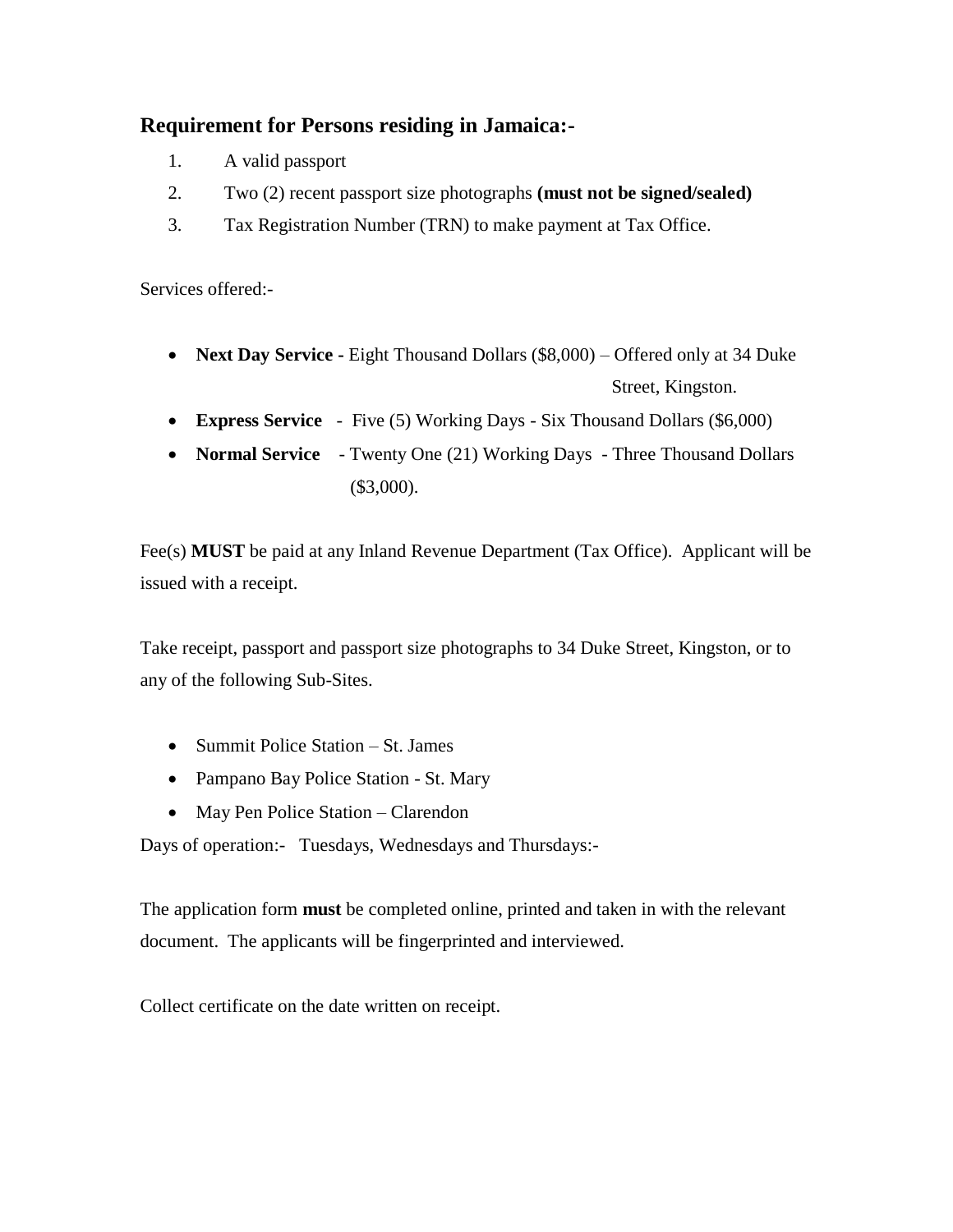## Requirement for Persons residing in Jamaica:-

1. A valid passport
2. Two (2) recent passport size photographs **(must not be signed/sealed)**
3. Tax Registration Number (TRN) to make payment at Tax Office.

Services offered:-

- **Next Day Service -** Eight Thousand Dollars ($8,000) – Offered only at 34 Duke Street, Kingston.
- **Express Service** - Five (5) Working Days - Six Thousand Dollars ($6,000)
- **Normal Service** - Twenty One (21) Working Days - Three Thousand Dollars ($3,000).

Fee(s) **MUST** be paid at any Inland Revenue Department (Tax Office). Applicant will be issued with a receipt.

Take receipt, passport and passport size photographs to 34 Duke Street, Kingston, or to any of the following Sub-Sites.

- Summit Police Station – St. James
- Pampano Bay Police Station - St. Mary
- May Pen Police Station – Clarendon

Days of operation:- Tuesdays, Wednesdays and Thursdays:-

The application form **must** be completed online, printed and taken in with the relevant document. The applicants will be fingerprinted and interviewed.

Collect certificate on the date written on receipt.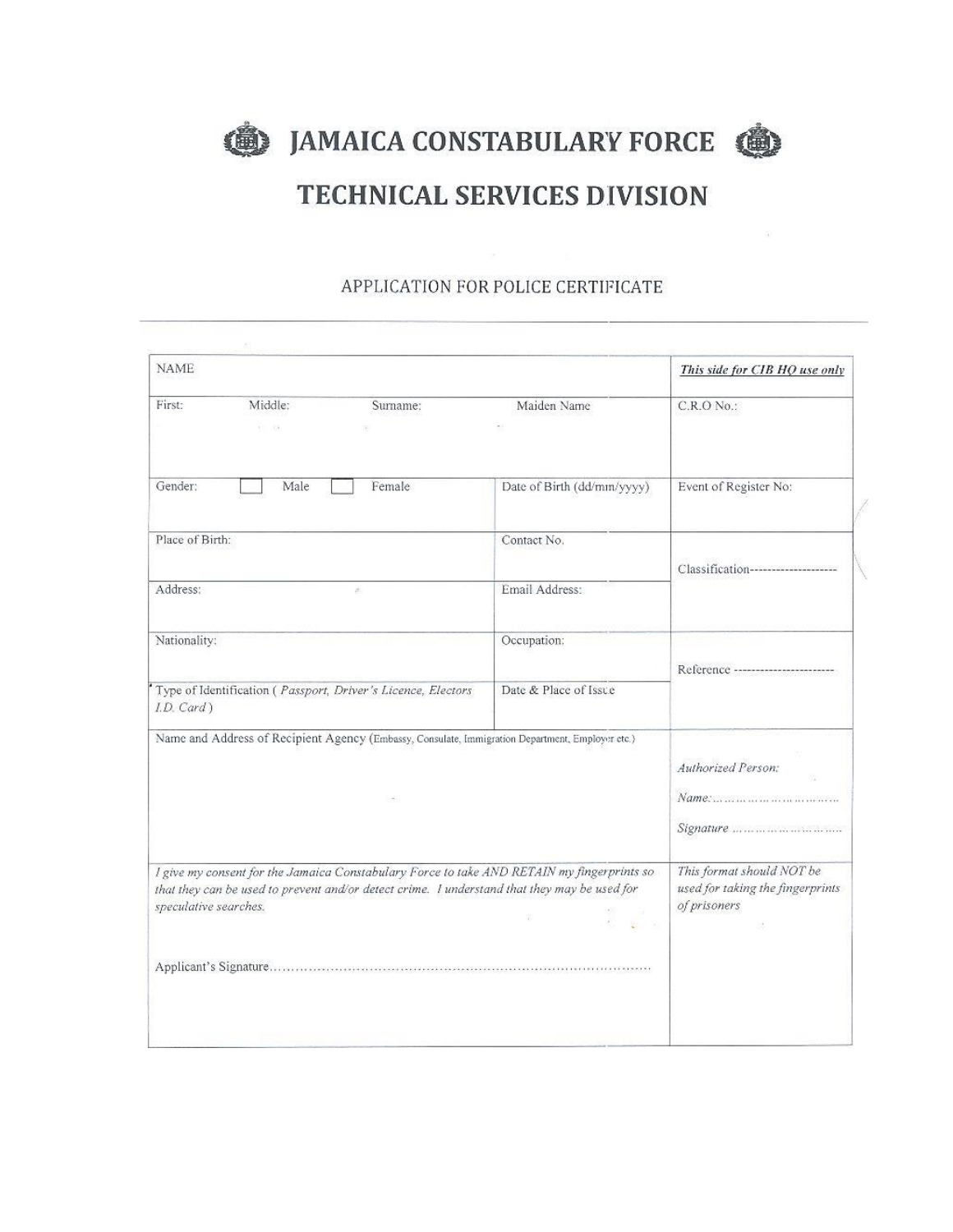# JAMAICA CONSTABULARY FORCE

## TECHNICAL SERVICES DIVISION

APPLICATION FOR POLICE CERTIFICATE

---

| NAME | | | | *This side for CIB HQ use only* |
|---|---|---|---|---|
| First: | Middle: | Surname: | Maiden Name | C.R.O No.: |
| Gender: ☐ Male ☐ Female | | | Date of Birth (dd/mm/yyyy) | Event of Register No: |
| Place of Birth: | | | Contact No. | Classification------------------- |
| Address: | | | Email Address: | |
| Nationality: | | | Occupation: | Reference ---------------------- |
| Type of Identification ( *Passport, Driver's Licence, Electors I.D. Card* ) | | | Date & Place of Issue | |
| Name and Address of Recipient Agency (Embassy, Consulate, Immigration Department, Employer etc.) | | | | *Authorized Person:* *Name:*............................ *Signature* ........................ |
| *I give my consent for the Jamaica Constabulary Force to take AND RETAIN my fingerprints so that they can be used to prevent and/or detect crime. I understand that they may be used for speculative searches.* Applicant's Signature........................................................................................ | | | | *This format should NOT be used for taking the fingerprints of prisoners* |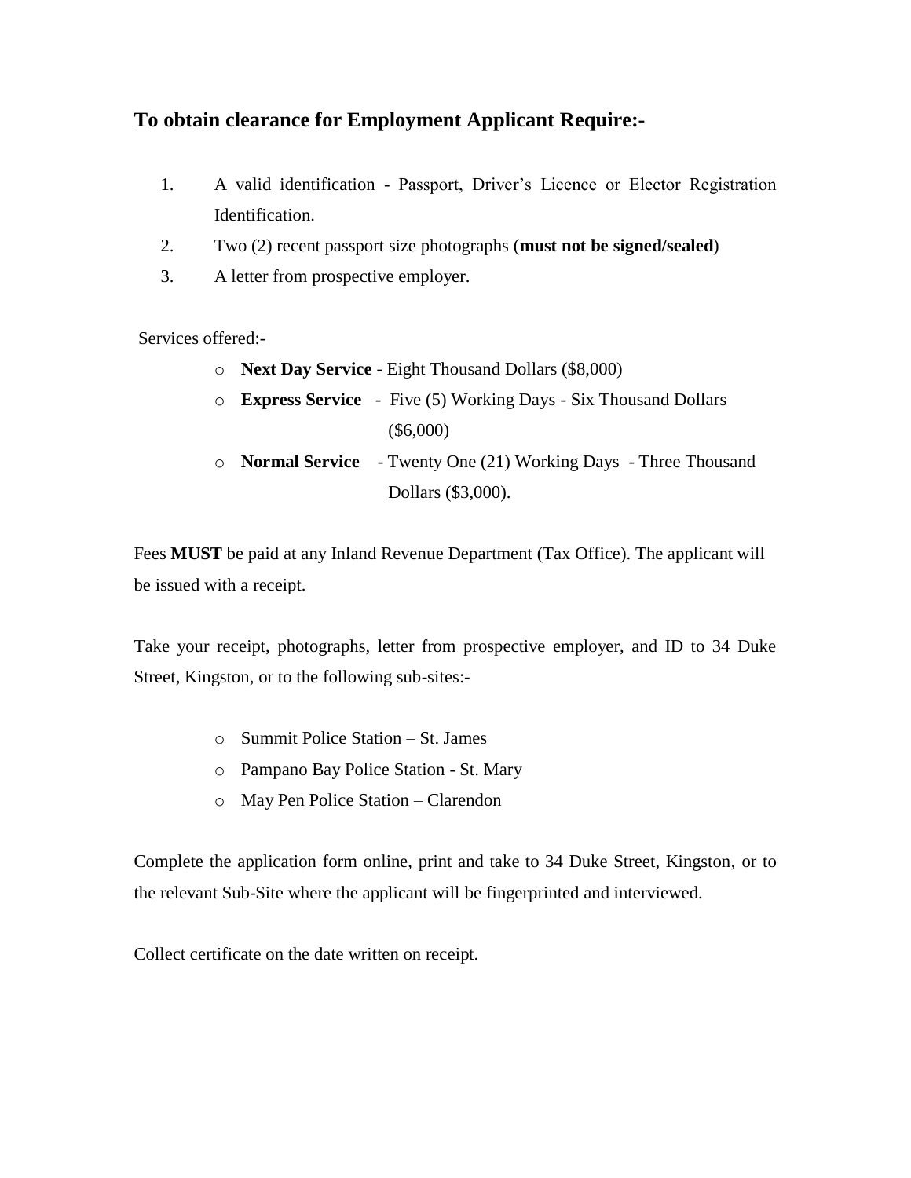## To obtain clearance for Employment Applicant Require:-

1. A valid identification - Passport, Driver's Licence or Elector Registration Identification.
2. Two (2) recent passport size photographs (**must not be signed/sealed**)
3. A letter from prospective employer.

Services offered:-

- **Next Day Service -** Eight Thousand Dollars ($8,000)
- **Express Service** - Five (5) Working Days - Six Thousand Dollars ($6,000)
- **Normal Service** - Twenty One (21) Working Days - Three Thousand Dollars ($3,000).

Fees **MUST** be paid at any Inland Revenue Department (Tax Office). The applicant will be issued with a receipt.

Take your receipt, photographs, letter from prospective employer, and ID to 34 Duke Street, Kingston, or to the following sub-sites:-

- Summit Police Station – St. James
- Pampano Bay Police Station - St. Mary
- May Pen Police Station – Clarendon

Complete the application form online, print and take to 34 Duke Street, Kingston, or to the relevant Sub-Site where the applicant will be fingerprinted and interviewed.

Collect certificate on the date written on receipt.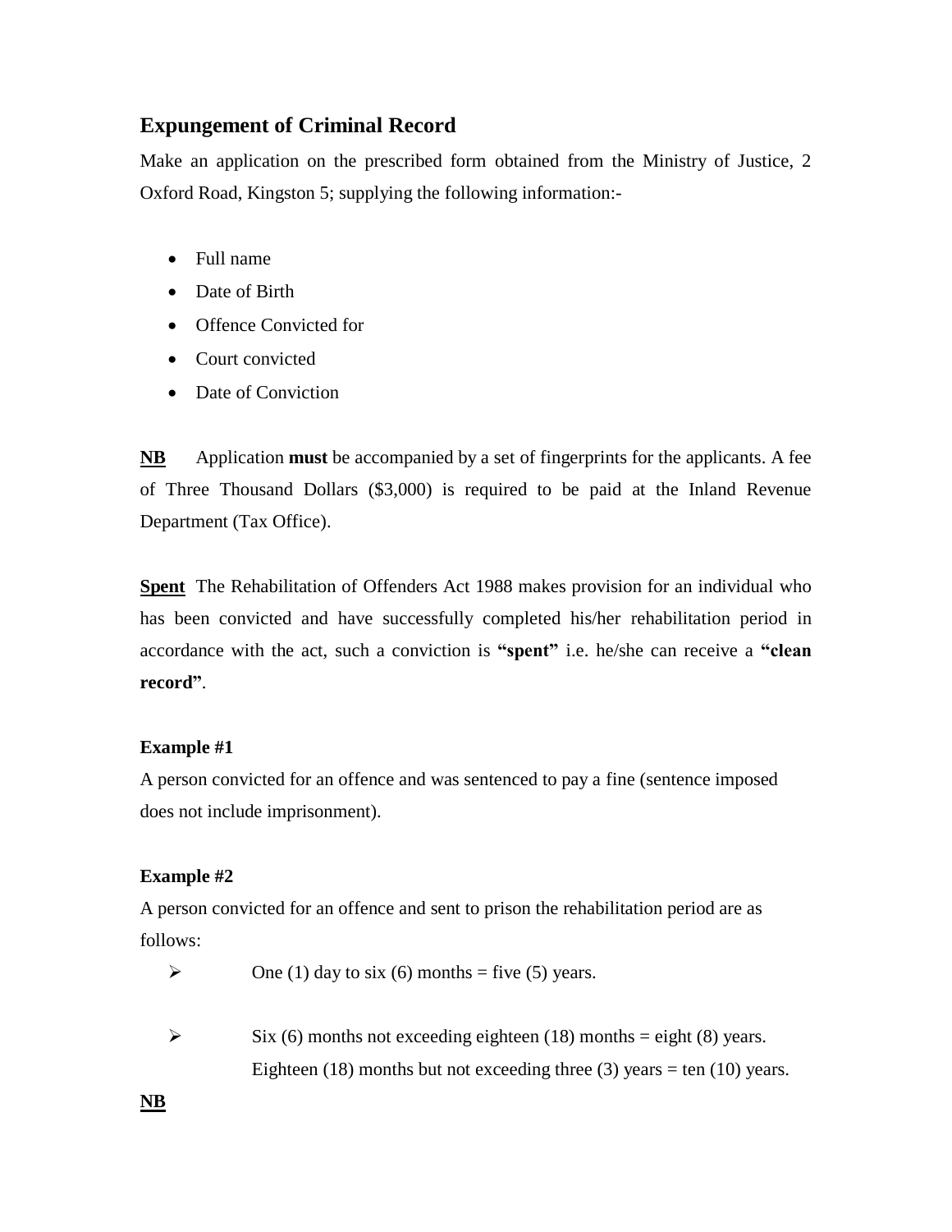## Expungement of Criminal Record

Make an application on the prescribed form obtained from the Ministry of Justice, 2 Oxford Road, Kingston 5; supplying the following information:-

- Full name
- Date of Birth
- Offence Convicted for
- Court convicted
- Date of Conviction

**NB** Application **must** be accompanied by a set of fingerprints for the applicants. A fee of Three Thousand Dollars ($3,000) is required to be paid at the Inland Revenue Department (Tax Office).

**Spent** The Rehabilitation of Offenders Act 1988 makes provision for an individual who has been convicted and have successfully completed his/her rehabilitation period in accordance with the act, such a conviction is **"spent"** i.e. he/she can receive a **"clean record"**.

**Example #1**

A person convicted for an offence and was sentenced to pay a fine (sentence imposed does not include imprisonment).

**Example #2**

A person convicted for an offence and sent to prison the rehabilitation period are as follows:

- One (1) day to six (6) months = five (5) years.
- Six (6) months not exceeding eighteen (18) months = eight (8) years.
  Eighteen (18) months but not exceeding three (3) years = ten (10) years.

**NB**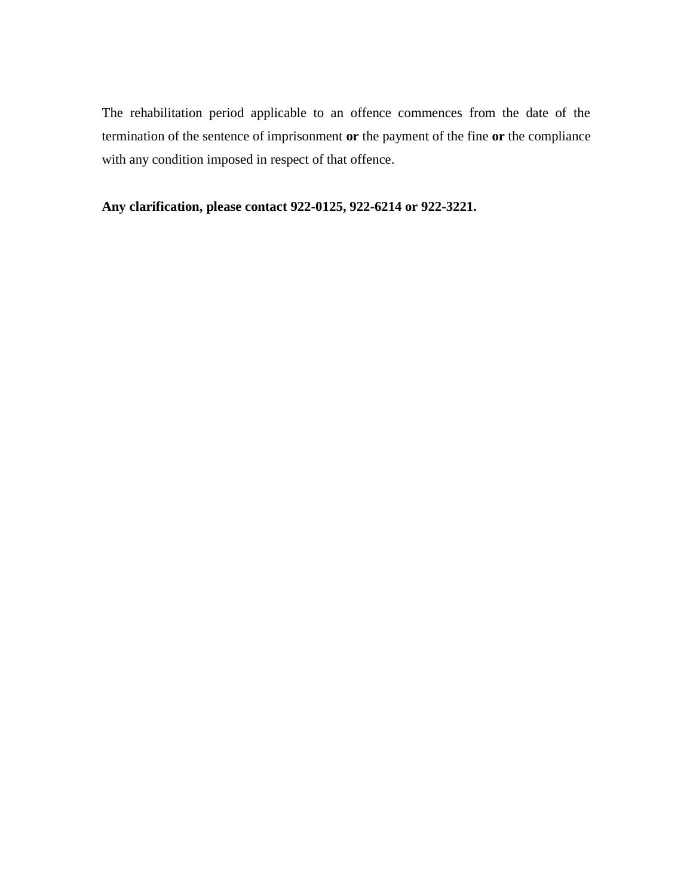The rehabilitation period applicable to an offence commences from the date of the termination of the sentence of imprisonment **or** the payment of the fine **or** the compliance with any condition imposed in respect of that offence.

**Any clarification, please contact 922-0125, 922-6214 or 922-3221.**